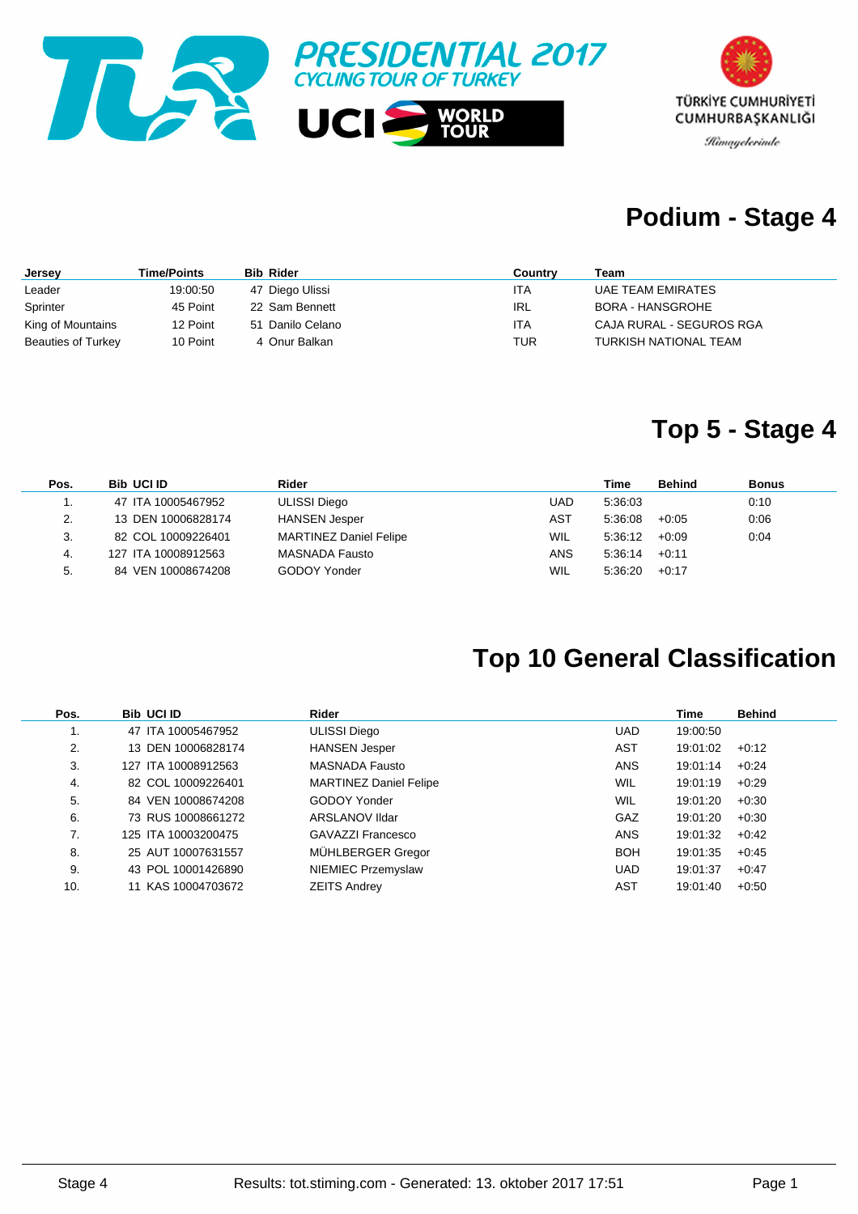PRESIDENTIAL 2017
CYCLING TOUR OF TURKEY

UCI WORLD TOUR

TÜRKİYE CUMHURİYETİ
CUMHURBAŞKANLIĞI
Himayelerinde

## Podium - Stage 4

| Jersey | Time/Points | Bib | Rider | Country | Team |
|---|---|---|---|---|---|
| Leader | 19:00:50 | 47 | Diego Ulissi | ITA | UAE TEAM EMIRATES |
| Sprinter | 45 Point | 22 | Sam Bennett | IRL | BORA - HANSGROHE |
| King of Mountains | 12 Point | 51 | Danilo Celano | ITA | CAJA RURAL - SEGUROS RGA |
| Beauties of Turkey | 10 Point | 4 | Onur Balkan | TUR | TURKISH NATIONAL TEAM |

## Top 5 - Stage 4

| Pos. | Bib | UCI ID | Rider | | Time | Behind | Bonus |
|---|---|---|---|---|---|---|---|
| 1. | 47 | ITA 10005467952 | ULISSI Diego | UAD | 5:36:03 | | 0:10 |
| 2. | 13 | DEN 10006828174 | HANSEN Jesper | AST | 5:36:08 | +0:05 | 0:06 |
| 3. | 82 | COL 10009226401 | MARTINEZ Daniel Felipe | WIL | 5:36:12 | +0:09 | 0:04 |
| 4. | 127 | ITA 10008912563 | MASNADA Fausto | ANS | 5:36:14 | +0:11 | |
| 5. | 84 | VEN 10008674208 | GODOY Yonder | WIL | 5:36:20 | +0:17 | |

## Top 10 General Classification

| Pos. | Bib | UCI ID | Rider | | Time | Behind |
|---|---|---|---|---|---|---|
| 1. | 47 | ITA 10005467952 | ULISSI Diego | UAD | 19:00:50 | |
| 2. | 13 | DEN 10006828174 | HANSEN Jesper | AST | 19:01:02 | +0:12 |
| 3. | 127 | ITA 10008912563 | MASNADA Fausto | ANS | 19:01:14 | +0:24 |
| 4. | 82 | COL 10009226401 | MARTINEZ Daniel Felipe | WIL | 19:01:19 | +0:29 |
| 5. | 84 | VEN 10008674208 | GODOY Yonder | WIL | 19:01:20 | +0:30 |
| 6. | 73 | RUS 10008661272 | ARSLANOV Ildar | GAZ | 19:01:20 | +0:30 |
| 7. | 125 | ITA 10003200475 | GAVAZZI Francesco | ANS | 19:01:32 | +0:42 |
| 8. | 25 | AUT 10007631557 | MÜHLBERGER Gregor | BOH | 19:01:35 | +0:45 |
| 9. | 43 | POL 10001426890 | NIEMIEC Przemyslaw | UAD | 19:01:37 | +0:47 |
| 10. | 11 | KAS 10004703672 | ZEITS Andrey | AST | 19:01:40 | +0:50 |

Stage 4 Results: tot.stiming.com - Generated: 13. oktober 2017 17:51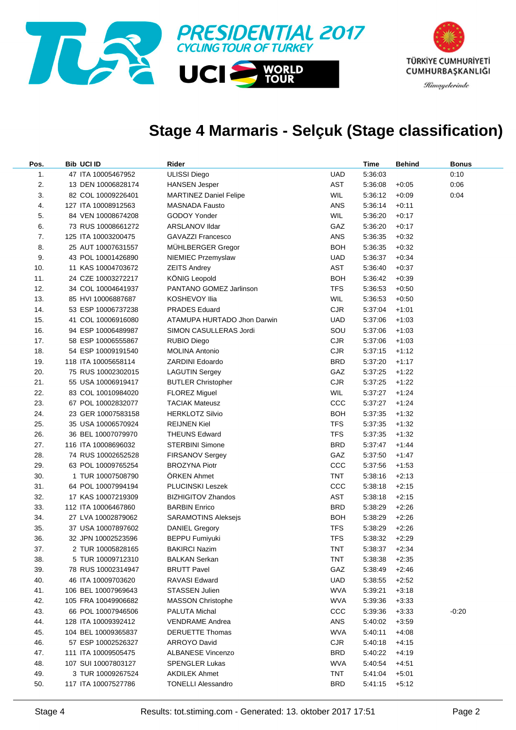# Stage 4 Marmaris - Selçuk (Stage classification)

| Pos. | Bib | UCI ID | Rider | | Time | Behind | Bonus |
|---|---|---|---|---|---|---|---|
| 1. | 47 | ITA 10005467952 | ULISSI Diego | UAD | 5:36:03 | | 0:10 |
| 2. | 13 | DEN 10006828174 | HANSEN Jesper | AST | 5:36:08 | +0:05 | 0:06 |
| 3. | 82 | COL 10009226401 | MARTINEZ Daniel Felipe | WIL | 5:36:12 | +0:09 | 0:04 |
| 4. | 127 | ITA 10008912563 | MASNADA Fausto | ANS | 5:36:14 | +0:11 | |
| 5. | 84 | VEN 10008674208 | GODOY Yonder | WIL | 5:36:20 | +0:17 | |
| 6. | 73 | RUS 10008661272 | ARSLANOV Ildar | GAZ | 5:36:20 | +0:17 | |
| 7. | 125 | ITA 10003200475 | GAVAZZI Francesco | ANS | 5:36:35 | +0:32 | |
| 8. | 25 | AUT 10007631557 | MÜHLBERGER Gregor | BOH | 5:36:35 | +0:32 | |
| 9. | 43 | POL 10001426890 | NIEMIEC Przemyslaw | UAD | 5:36:37 | +0:34 | |
| 10. | 11 | KAS 10004703672 | ZEITS Andrey | AST | 5:36:40 | +0:37 | |
| 11. | 24 | CZE 10003272217 | KÖNIG Leopold | BOH | 5:36:42 | +0:39 | |
| 12. | 34 | COL 10004641937 | PANTANO GOMEZ Jarlinson | TFS | 5:36:53 | +0:50 | |
| 13. | 85 | HVI 10006887687 | KOSHEVOY Ilia | WIL | 5:36:53 | +0:50 | |
| 14. | 53 | ESP 10006737238 | PRADES Eduard | CJR | 5:37:04 | +1:01 | |
| 15. | 41 | COL 10006916080 | ATAMUPA HURTADO Jhon Darwin | UAD | 5:37:06 | +1:03 | |
| 16. | 94 | ESP 10006489987 | SIMON CASULLERAS Jordi | SOU | 5:37:06 | +1:03 | |
| 17. | 58 | ESP 10006555867 | RUBIO Diego | CJR | 5:37:06 | +1:03 | |
| 18. | 54 | ESP 10009191540 | MOLINA Antonio | CJR | 5:37:15 | +1:12 | |
| 19. | 118 | ITA 10005658114 | ZARDINI Edoardo | BRD | 5:37:20 | +1:17 | |
| 20. | 75 | RUS 10002302015 | LAGUTIN Sergey | GAZ | 5:37:25 | +1:22 | |
| 21. | 55 | USA 10006919417 | BUTLER Christopher | CJR | 5:37:25 | +1:22 | |
| 22. | 83 | COL 10010984020 | FLOREZ Miguel | WIL | 5:37:27 | +1:24 | |
| 23. | 67 | POL 10002832077 | TACIAK Mateusz | CCC | 5:37:27 | +1:24 | |
| 24. | 23 | GER 10007583158 | HERKLOTZ Silvio | BOH | 5:37:35 | +1:32 | |
| 25. | 35 | USA 10006570924 | REIJNEN Kiel | TFS | 5:37:35 | +1:32 | |
| 26. | 36 | BEL 10007079970 | THEUNS Edward | TFS | 5:37:35 | +1:32 | |
| 27. | 116 | ITA 10008696032 | STERBINI Simone | BRD | 5:37:47 | +1:44 | |
| 28. | 74 | RUS 10002652528 | FIRSANOV Sergey | GAZ | 5:37:50 | +1:47 | |
| 29. | 63 | POL 10009765254 | BROZYNA Piotr | CCC | 5:37:56 | +1:53 | |
| 30. | 1 | TUR 10007508790 | ÖRKEN Ahmet | TNT | 5:38:16 | +2:13 | |
| 31. | 64 | POL 10007994194 | PLUCINSKI Leszek | CCC | 5:38:18 | +2:15 | |
| 32. | 17 | KAS 10007219309 | BIZHIGITOV Zhandos | AST | 5:38:18 | +2:15 | |
| 33. | 112 | ITA 10006467860 | BARBIN Enrico | BRD | 5:38:29 | +2:26 | |
| 34. | 27 | LVA 10002879062 | SARAMOTINS Aleksejs | BOH | 5:38:29 | +2:26 | |
| 35. | 37 | USA 10007897602 | DANIEL Gregory | TFS | 5:38:29 | +2:26 | |
| 36. | 32 | JPN 10002523596 | BEPPU Fumiyuki | TFS | 5:38:32 | +2:29 | |
| 37. | 2 | TUR 10005828165 | BAKIRCI Nazim | TNT | 5:38:37 | +2:34 | |
| 38. | 5 | TUR 10009712310 | BALKAN Serkan | TNT | 5:38:38 | +2:35 | |
| 39. | 78 | RUS 10002314947 | BRUTT Pavel | GAZ | 5:38:49 | +2:46 | |
| 40. | 46 | ITA 10009703620 | RAVASI Edward | UAD | 5:38:55 | +2:52 | |
| 41. | 106 | BEL 10007969643 | STASSEN Julien | WVA | 5:39:21 | +3:18 | |
| 42. | 105 | FRA 10049906682 | MASSON Christophe | WVA | 5:39:36 | +3:33 | |
| 43. | 66 | POL 10007946506 | PALUTA Michal | CCC | 5:39:36 | +3:33 | -0:20 |
| 44. | 128 | ITA 10009392412 | VENDRAME Andrea | ANS | 5:40:02 | +3:59 | |
| 45. | 104 | BEL 10009365837 | DERUETTE Thomas | WVA | 5:40:11 | +4:08 | |
| 46. | 57 | ESP 10002526327 | ARROYO David | CJR | 5:40:18 | +4:15 | |
| 47. | 111 | ITA 10009505475 | ALBANESE Vincenzo | BRD | 5:40:22 | +4:19 | |
| 48. | 107 | SUI 10007803127 | SPENGLER Lukas | WVA | 5:40:54 | +4:51 | |
| 49. | 3 | TUR 10009267524 | AKDILEK Ahmet | TNT | 5:41:04 | +5:01 | |
| 50. | 117 | ITA 10007527786 | TONELLI Alessandro | BRD | 5:41:15 | +5:12 | |

Stage 4 Results: tot.stiming.com - Generated: 13. oktober 2017 17:51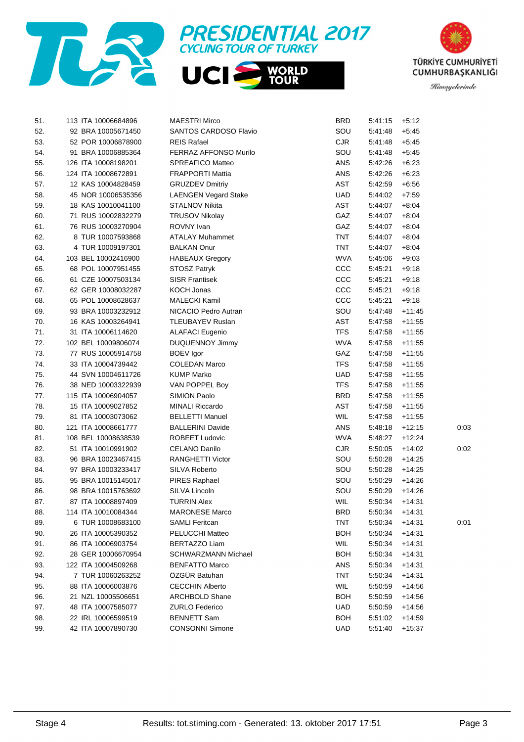# PRESIDENTIAL 2017 CYCLING TOUR OF TURKEY

UCI WORLD TOUR

TÜRKİYE CUMHURİYETİ CUMHURBAŞKANLIĞI

Himayelerinde

| | | | | | | | |
|---|---|---|---|---|---|---|---|
| 51. | 113 ITA 10006684896 | MAESTRI Mirco | BRD | 5:41:15 | +5:12 | | |
| 52. | 92 BRA 10005671450 | SANTOS CARDOSO Flavio | SOU | 5:41:48 | +5:45 | | |
| 53. | 52 POR 10006878900 | REIS Rafael | CJR | 5:41:48 | +5:45 | | |
| 54. | 91 BRA 10006885364 | FERRAZ AFFONSO Murilo | SOU | 5:41:48 | +5:45 | | |
| 55. | 126 ITA 10008198201 | SPREAFICO Matteo | ANS | 5:42:26 | +6:23 | | |
| 56. | 124 ITA 10008672891 | FRAPPORTI Mattia | ANS | 5:42:26 | +6:23 | | |
| 57. | 12 KAS 10004828459 | GRUZDEV Dmitriy | AST | 5:42:59 | +6:56 | | |
| 58. | 45 NOR 10006535356 | LAENGEN Vegard Stake | UAD | 5:44:02 | +7:59 | | |
| 59. | 18 KAS 10010041100 | STALNOV Nikita | AST | 5:44:07 | +8:04 | | |
| 60. | 71 RUS 10002832279 | TRUSOV Nikolay | GAZ | 5:44:07 | +8:04 | | |
| 61. | 76 RUS 10003270904 | ROVNY Ivan | GAZ | 5:44:07 | +8:04 | | |
| 62. | 8 TUR 10007593868 | ATALAY Muhammet | TNT | 5:44:07 | +8:04 | | |
| 63. | 4 TUR 10009197301 | BALKAN Onur | TNT | 5:44:07 | +8:04 | | |
| 64. | 103 BEL 10002416900 | HABEAUX Gregory | WVA | 5:45:06 | +9:03 | | |
| 65. | 68 POL 10007951455 | STOSZ Patryk | CCC | 5:45:21 | +9:18 | | |
| 66. | 61 CZE 10007503134 | SISR Frantisek | CCC | 5:45:21 | +9:18 | | |
| 67. | 62 GER 10008032287 | KOCH Jonas | CCC | 5:45:21 | +9:18 | | |
| 68. | 65 POL 10008628637 | MALECKI Kamil | CCC | 5:45:21 | +9:18 | | |
| 69. | 93 BRA 10003232912 | NICACIO Pedro Autran | SOU | 5:47:48 | +11:45 | | |
| 70. | 16 KAS 10003264941 | TLEUBAYEV Ruslan | AST | 5:47:58 | +11:55 | | |
| 71. | 31 ITA 10006114620 | ALAFACI Eugenio | TFS | 5:47:58 | +11:55 | | |
| 72. | 102 BEL 10009806074 | DUQUENNOY Jimmy | WVA | 5:47:58 | +11:55 | | |
| 73. | 77 RUS 10005914758 | BOEV Igor | GAZ | 5:47:58 | +11:55 | | |
| 74. | 33 ITA 10004739442 | COLEDAN Marco | TFS | 5:47:58 | +11:55 | | |
| 75. | 44 SVN 10004611726 | KUMP Marko | UAD | 5:47:58 | +11:55 | | |
| 76. | 38 NED 10003322939 | VAN POPPEL Boy | TFS | 5:47:58 | +11:55 | | |
| 77. | 115 ITA 10006904057 | SIMION Paolo | BRD | 5:47:58 | +11:55 | | |
| 78. | 15 ITA 10009027852 | MINALI Riccardo | AST | 5:47:58 | +11:55 | | |
| 79. | 81 ITA 10003073062 | BELLETTI Manuel | WIL | 5:47:58 | +11:55 | | |
| 80. | 121 ITA 10008661777 | BALLERINI Davide | ANS | 5:48:18 | +12:15 | | 0:03 |
| 81. | 108 BEL 10008638539 | ROBEET Ludovic | WVA | 5:48:27 | +12:24 | | |
| 82. | 51 ITA 10010991902 | CELANO Danilo | CJR | 5:50:05 | +14:02 | | 0:02 |
| 83. | 96 BRA 10023467415 | RANGHETTI Victor | SOU | 5:50:28 | +14:25 | | |
| 84. | 97 BRA 10003233417 | SILVA Roberto | SOU | 5:50:28 | +14:25 | | |
| 85. | 95 BRA 10015145017 | PIRES Raphael | SOU | 5:50:29 | +14:26 | | |
| 86. | 98 BRA 10015763692 | SILVA Lincoln | SOU | 5:50:29 | +14:26 | | |
| 87. | 87 ITA 10008897409 | TURRIN Alex | WIL | 5:50:34 | +14:31 | | |
| 88. | 114 ITA 10010084344 | MARONESE Marco | BRD | 5:50:34 | +14:31 | | |
| 89. | 6 TUR 10008683100 | SAMLI Feritcan | TNT | 5:50:34 | +14:31 | | 0:01 |
| 90. | 26 ITA 10005390352 | PELUCCHI Matteo | BOH | 5:50:34 | +14:31 | | |
| 91. | 86 ITA 10006903754 | BERTAZZO Liam | WIL | 5:50:34 | +14:31 | | |
| 92. | 28 GER 10006670954 | SCHWARZMANN Michael | BOH | 5:50:34 | +14:31 | | |
| 93. | 122 ITA 10004509268 | BENFATTO Marco | ANS | 5:50:34 | +14:31 | | |
| 94. | 7 TUR 10060263252 | ÖZGÜR Batuhan | TNT | 5:50:34 | +14:31 | | |
| 95. | 88 ITA 10006003876 | CECCHIN Alberto | WIL | 5:50:59 | +14:56 | | |
| 96. | 21 NZL 10005506651 | ARCHBOLD Shane | BOH | 5:50:59 | +14:56 | | |
| 97. | 48 ITA 10007585077 | ZURLO Federico | UAD | 5:50:59 | +14:56 | | |
| 98. | 22 IRL 10006599519 | BENNETT Sam | BOH | 5:51:02 | +14:59 | | |
| 99. | 42 ITA 10007890730 | CONSONNI Simone | UAD | 5:51:40 | +15:37 | | |

Stage 4 — Results: tot.stiming.com - Generated: 13. oktober 2017 17:51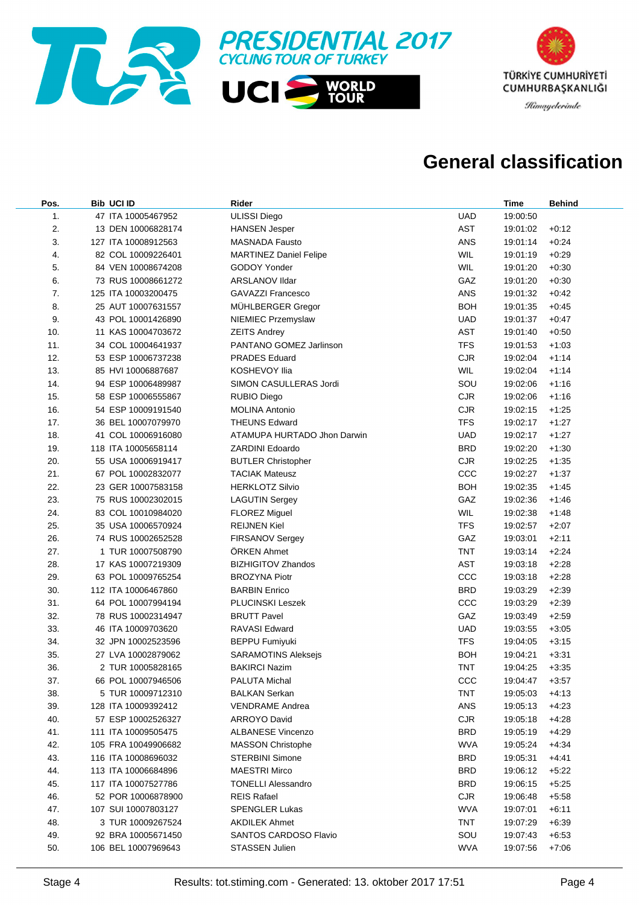PRESIDENTIAL 2017
CYCLING TOUR OF TURKEY

UCI WORLD TOUR

TÜRKİYE CUMHURİYETİ
CUMHURBAŞKANLIĞI
Himayelerinde

# General classification

| Pos. | Bib | UCI ID | Rider | | Time | Behind |
|---|---|---|---|---|---|---|
| 1. | 47 | ITA 10005467952 | ULISSI Diego | UAD | 19:00:50 | |
| 2. | 13 | DEN 10006828174 | HANSEN Jesper | AST | 19:01:02 | +0:12 |
| 3. | 127 | ITA 10008912563 | MASNADA Fausto | ANS | 19:01:14 | +0:24 |
| 4. | 82 | COL 10009226401 | MARTINEZ Daniel Felipe | WIL | 19:01:19 | +0:29 |
| 5. | 84 | VEN 10008674208 | GODOY Yonder | WIL | 19:01:20 | +0:30 |
| 6. | 73 | RUS 10008661272 | ARSLANOV Ildar | GAZ | 19:01:20 | +0:30 |
| 7. | 125 | ITA 10003200475 | GAVAZZI Francesco | ANS | 19:01:32 | +0:42 |
| 8. | 25 | AUT 10007631557 | MÜHLBERGER Gregor | BOH | 19:01:35 | +0:45 |
| 9. | 43 | POL 10001426890 | NIEMIEC Przemyslaw | UAD | 19:01:37 | +0:47 |
| 10. | 11 | KAS 10004703672 | ZEITS Andrey | AST | 19:01:40 | +0:50 |
| 11. | 34 | COL 10004641937 | PANTANO GOMEZ Jarlinson | TFS | 19:01:53 | +1:03 |
| 12. | 53 | ESP 10006737238 | PRADES Eduard | CJR | 19:02:04 | +1:14 |
| 13. | 85 | HVI 10006887687 | KOSHEVOY Ilia | WIL | 19:02:04 | +1:14 |
| 14. | 94 | ESP 10006489987 | SIMON CASULLERAS Jordi | SOU | 19:02:06 | +1:16 |
| 15. | 58 | ESP 10006555867 | RUBIO Diego | CJR | 19:02:06 | +1:16 |
| 16. | 54 | ESP 10009191540 | MOLINA Antonio | CJR | 19:02:15 | +1:25 |
| 17. | 36 | BEL 10007079970 | THEUNS Edward | TFS | 19:02:17 | +1:27 |
| 18. | 41 | COL 10006916080 | ATAMUPA HURTADO Jhon Darwin | UAD | 19:02:17 | +1:27 |
| 19. | 118 | ITA 10005658114 | ZARDINI Edoardo | BRD | 19:02:20 | +1:30 |
| 20. | 55 | USA 10006919417 | BUTLER Christopher | CJR | 19:02:25 | +1:35 |
| 21. | 67 | POL 10002832077 | TACIAK Mateusz | CCC | 19:02:27 | +1:37 |
| 22. | 23 | GER 10007583158 | HERKLOTZ Silvio | BOH | 19:02:35 | +1:45 |
| 23. | 75 | RUS 10002302015 | LAGUTIN Sergey | GAZ | 19:02:36 | +1:46 |
| 24. | 83 | COL 10010984020 | FLOREZ Miguel | WIL | 19:02:38 | +1:48 |
| 25. | 35 | USA 10006570924 | REIJNEN Kiel | TFS | 19:02:57 | +2:07 |
| 26. | 74 | RUS 10002652528 | FIRSANOV Sergey | GAZ | 19:03:01 | +2:11 |
| 27. | 1 | TUR 10007508790 | ÖRKEN Ahmet | TNT | 19:03:14 | +2:24 |
| 28. | 17 | KAS 10007219309 | BIZHIGITOV Zhandos | AST | 19:03:18 | +2:28 |
| 29. | 63 | POL 10009765254 | BROZYNA Piotr | CCC | 19:03:18 | +2:28 |
| 30. | 112 | ITA 10006467860 | BARBIN Enrico | BRD | 19:03:29 | +2:39 |
| 31. | 64 | POL 10007994194 | PLUCINSKI Leszek | CCC | 19:03:29 | +2:39 |
| 32. | 78 | RUS 10002314947 | BRUTT Pavel | GAZ | 19:03:49 | +2:59 |
| 33. | 46 | ITA 10009703620 | RAVASI Edward | UAD | 19:03:55 | +3:05 |
| 34. | 32 | JPN 10002523596 | BEPPU Fumiyuki | TFS | 19:04:05 | +3:15 |
| 35. | 27 | LVA 10002879062 | SARAMOTINS Aleksejs | BOH | 19:04:21 | +3:31 |
| 36. | 2 | TUR 10005828165 | BAKIRCI Nazim | TNT | 19:04:25 | +3:35 |
| 37. | 66 | POL 10007946506 | PALUTA Michal | CCC | 19:04:47 | +3:57 |
| 38. | 5 | TUR 10009712310 | BALKAN Serkan | TNT | 19:05:03 | +4:13 |
| 39. | 128 | ITA 10009392412 | VENDRAME Andrea | ANS | 19:05:13 | +4:23 |
| 40. | 57 | ESP 10002526327 | ARROYO David | CJR | 19:05:18 | +4:28 |
| 41. | 111 | ITA 10009505475 | ALBANESE Vincenzo | BRD | 19:05:19 | +4:29 |
| 42. | 105 | FRA 10049906682 | MASSON Christophe | WVA | 19:05:24 | +4:34 |
| 43. | 116 | ITA 10008696032 | STERBINI Simone | BRD | 19:05:31 | +4:41 |
| 44. | 113 | ITA 10006684896 | MAESTRI Mirco | BRD | 19:06:12 | +5:22 |
| 45. | 117 | ITA 10007527786 | TONELLI Alessandro | BRD | 19:06:15 | +5:25 |
| 46. | 52 | POR 10006878900 | REIS Rafael | CJR | 19:06:48 | +5:58 |
| 47. | 107 | SUI 10007803127 | SPENGLER Lukas | WVA | 19:07:01 | +6:11 |
| 48. | 3 | TUR 10009267524 | AKDILEK Ahmet | TNT | 19:07:29 | +6:39 |
| 49. | 92 | BRA 10005671450 | SANTOS CARDOSO Flavio | SOU | 19:07:43 | +6:53 |
| 50. | 106 | BEL 10007969643 | STASSEN Julien | WVA | 19:07:56 | +7:06 |

Stage 4 Results: tot.stiming.com - Generated: 13. oktober 2017 17:51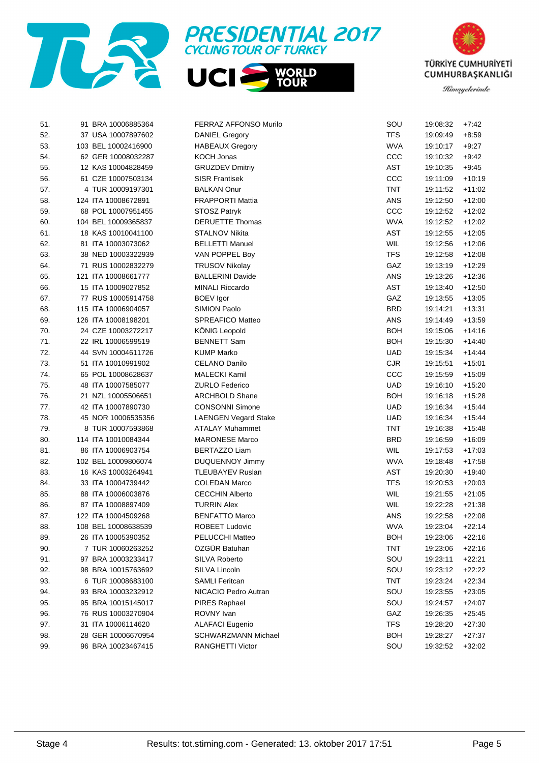# PRESIDENTIAL 2017 CYCLING TOUR OF TURKEY

UCI WORLD TOUR

TÜRKİYE CUMHURİYETİ CUMHURBAŞKANLIĞI Himayelerinde

| | | | | | | | |
|---|---|---|---|---|---|---|---|
| 51. | 91 | BRA 10006885364 | FERRAZ AFFONSO Murilo | SOU | 19:08:32 | +7:42 |
| 52. | 37 | USA 10007897602 | DANIEL Gregory | TFS | 19:09:49 | +8:59 |
| 53. | 103 | BEL 10002416900 | HABEAUX Gregory | WVA | 19:10:17 | +9:27 |
| 54. | 62 | GER 10008032287 | KOCH Jonas | CCC | 19:10:32 | +9:42 |
| 55. | 12 | KAS 10004828459 | GRUZDEV Dmitriy | AST | 19:10:35 | +9:45 |
| 56. | 61 | CZE 10007503134 | SISR Frantisek | CCC | 19:11:09 | +10:19 |
| 57. | 4 | TUR 10009197301 | BALKAN Onur | TNT | 19:11:52 | +11:02 |
| 58. | 124 | ITA 10008672891 | FRAPPORTI Mattia | ANS | 19:12:50 | +12:00 |
| 59. | 68 | POL 10007951455 | STOSZ Patryk | CCC | 19:12:52 | +12:02 |
| 60. | 104 | BEL 10009365837 | DERUETTE Thomas | WVA | 19:12:52 | +12:02 |
| 61. | 18 | KAS 10010041100 | STALNOV Nikita | AST | 19:12:55 | +12:05 |
| 62. | 81 | ITA 10003073062 | BELLETTI Manuel | WIL | 19:12:56 | +12:06 |
| 63. | 38 | NED 10003322939 | VAN POPPEL Boy | TFS | 19:12:58 | +12:08 |
| 64. | 71 | RUS 10002832279 | TRUSOV Nikolay | GAZ | 19:13:19 | +12:29 |
| 65. | 121 | ITA 10008661777 | BALLERINI Davide | ANS | 19:13:26 | +12:36 |
| 66. | 15 | ITA 10009027852 | MINALI Riccardo | AST | 19:13:40 | +12:50 |
| 67. | 77 | RUS 10005914758 | BOEV Igor | GAZ | 19:13:55 | +13:05 |
| 68. | 115 | ITA 10006904057 | SIMION Paolo | BRD | 19:14:21 | +13:31 |
| 69. | 126 | ITA 10008198201 | SPREAFICO Matteo | ANS | 19:14:49 | +13:59 |
| 70. | 24 | CZE 10003272217 | KÖNIG Leopold | BOH | 19:15:06 | +14:16 |
| 71. | 22 | IRL 10006599519 | BENNETT Sam | BOH | 19:15:30 | +14:40 |
| 72. | 44 | SVN 10004611726 | KUMP Marko | UAD | 19:15:34 | +14:44 |
| 73. | 51 | ITA 10010991902 | CELANO Danilo | CJR | 19:15:51 | +15:01 |
| 74. | 65 | POL 10008628637 | MALECKI Kamil | CCC | 19:15:59 | +15:09 |
| 75. | 48 | ITA 10007585077 | ZURLO Federico | UAD | 19:16:10 | +15:20 |
| 76. | 21 | NZL 10005506651 | ARCHBOLD Shane | BOH | 19:16:18 | +15:28 |
| 77. | 42 | ITA 10007890730 | CONSONNI Simone | UAD | 19:16:34 | +15:44 |
| 78. | 45 | NOR 10006535356 | LAENGEN Vegard Stake | UAD | 19:16:34 | +15:44 |
| 79. | 8 | TUR 10007593868 | ATALAY Muhammet | TNT | 19:16:38 | +15:48 |
| 80. | 114 | ITA 10010084344 | MARONESE Marco | BRD | 19:16:59 | +16:09 |
| 81. | 86 | ITA 10006903754 | BERTAZZO Liam | WIL | 19:17:53 | +17:03 |
| 82. | 102 | BEL 10009806074 | DUQUENNOY Jimmy | WVA | 19:18:48 | +17:58 |
| 83. | 16 | KAS 10003264941 | TLEUBAYEV Ruslan | AST | 19:20:30 | +19:40 |
| 84. | 33 | ITA 10004739442 | COLEDAN Marco | TFS | 19:20:53 | +20:03 |
| 85. | 88 | ITA 10006003876 | CECCHIN Alberto | WIL | 19:21:55 | +21:05 |
| 86. | 87 | ITA 10008897409 | TURRIN Alex | WIL | 19:22:28 | +21:38 |
| 87. | 122 | ITA 10004509268 | BENFATTO Marco | ANS | 19:22:58 | +22:08 |
| 88. | 108 | BEL 10008638539 | ROBEET Ludovic | WVA | 19:23:04 | +22:14 |
| 89. | 26 | ITA 10005390352 | PELUCCHI Matteo | BOH | 19:23:06 | +22:16 |
| 90. | 7 | TUR 10060263252 | ÖZGÜR Batuhan | TNT | 19:23:06 | +22:16 |
| 91. | 97 | BRA 10003233417 | SILVA Roberto | SOU | 19:23:11 | +22:21 |
| 92. | 98 | BRA 10015763692 | SILVA Lincoln | SOU | 19:23:12 | +22:22 |
| 93. | 6 | TUR 10008683100 | SAMLI Feritcan | TNT | 19:23:24 | +22:34 |
| 94. | 93 | BRA 10003232912 | NICACIO Pedro Autran | SOU | 19:23:55 | +23:05 |
| 95. | 95 | BRA 10015145017 | PIRES Raphael | SOU | 19:24:57 | +24:07 |
| 96. | 76 | RUS 10003270904 | ROVNY Ivan | GAZ | 19:26:35 | +25:45 |
| 97. | 31 | ITA 10006114620 | ALAFACI Eugenio | TFS | 19:28:20 | +27:30 |
| 98. | 28 | GER 10006670954 | SCHWARZMANN Michael | BOH | 19:28:27 | +27:37 |
| 99. | 96 | BRA 10023467415 | RANGHETTI Victor | SOU | 19:32:52 | +32:02 |

Stage 4 Results: tot.stiming.com - Generated: 13. oktober 2017 17:51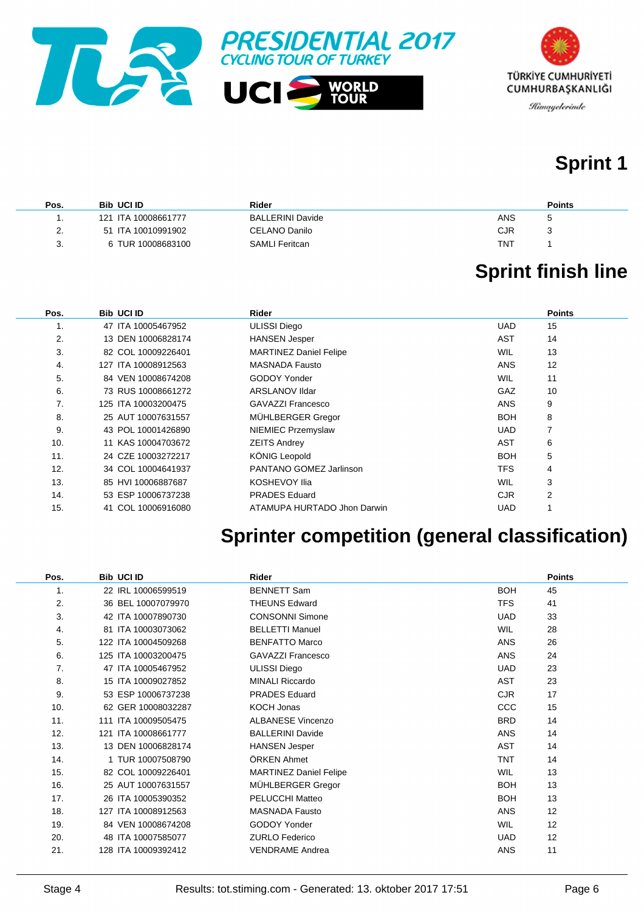PRESIDENTIAL 2017
CYCLING TOUR OF TURKEY

UCI WORLD TOUR

TÜRKİYE CUMHURİYETİ
CUMHURBAŞKANLIĞI
Himayelerinde

## Sprint 1

| Pos. | Bib | UCI ID | Rider | | Points |
|---|---|---|---|---|---|
| 1. | 121 | ITA 10008661777 | BALLERINI Davide | ANS | 5 |
| 2. | 51 | ITA 10010991902 | CELANO Danilo | CJR | 3 |
| 3. | 6 | TUR 10008683100 | SAMLI Feritcan | TNT | 1 |

## Sprint finish line

| Pos. | Bib | UCI ID | Rider | | Points |
|---|---|---|---|---|---|
| 1. | 47 | ITA 10005467952 | ULISSI Diego | UAD | 15 |
| 2. | 13 | DEN 10006828174 | HANSEN Jesper | AST | 14 |
| 3. | 82 | COL 10009226401 | MARTINEZ Daniel Felipe | WIL | 13 |
| 4. | 127 | ITA 10008912563 | MASNADA Fausto | ANS | 12 |
| 5. | 84 | VEN 10008674208 | GODOY Yonder | WIL | 11 |
| 6. | 73 | RUS 10008661272 | ARSLANOV Ildar | GAZ | 10 |
| 7. | 125 | ITA 10003200475 | GAVAZZI Francesco | ANS | 9 |
| 8. | 25 | AUT 10007631557 | MÜHLBERGER Gregor | BOH | 8 |
| 9. | 43 | POL 10001426890 | NIEMIEC Przemyslaw | UAD | 7 |
| 10. | 11 | KAS 10004703672 | ZEITS Andrey | AST | 6 |
| 11. | 24 | CZE 10003272217 | KÖNIG Leopold | BOH | 5 |
| 12. | 34 | COL 10004641937 | PANTANO GOMEZ Jarlinson | TFS | 4 |
| 13. | 85 | HVI 10006887687 | KOSHEVOY Ilia | WIL | 3 |
| 14. | 53 | ESP 10006737238 | PRADES Eduard | CJR | 2 |
| 15. | 41 | COL 10006916080 | ATAMUPA HURTADO Jhon Darwin | UAD | 1 |

## Sprinter competition (general classification)

| Pos. | Bib | UCI ID | Rider | | Points |
|---|---|---|---|---|---|
| 1. | 22 | IRL 10006599519 | BENNETT Sam | BOH | 45 |
| 2. | 36 | BEL 10007079970 | THEUNS Edward | TFS | 41 |
| 3. | 42 | ITA 10007890730 | CONSONNI Simone | UAD | 33 |
| 4. | 81 | ITA 10003073062 | BELLETTI Manuel | WIL | 28 |
| 5. | 122 | ITA 10004509268 | BENFATTO Marco | ANS | 26 |
| 6. | 125 | ITA 10003200475 | GAVAZZI Francesco | ANS | 24 |
| 7. | 47 | ITA 10005467952 | ULISSI Diego | UAD | 23 |
| 8. | 15 | ITA 10009027852 | MINALI Riccardo | AST | 23 |
| 9. | 53 | ESP 10006737238 | PRADES Eduard | CJR | 17 |
| 10. | 62 | GER 10008032287 | KOCH Jonas | CCC | 15 |
| 11. | 111 | ITA 10009505475 | ALBANESE Vincenzo | BRD | 14 |
| 12. | 121 | ITA 10008661777 | BALLERINI Davide | ANS | 14 |
| 13. | 13 | DEN 10006828174 | HANSEN Jesper | AST | 14 |
| 14. | 1 | TUR 10007508790 | ÖRKEN Ahmet | TNT | 14 |
| 15. | 82 | COL 10009226401 | MARTINEZ Daniel Felipe | WIL | 13 |
| 16. | 25 | AUT 10007631557 | MÜHLBERGER Gregor | BOH | 13 |
| 17. | 26 | ITA 10005390352 | PELUCCHI Matteo | BOH | 13 |
| 18. | 127 | ITA 10008912563 | MASNADA Fausto | ANS | 12 |
| 19. | 84 | VEN 10008674208 | GODOY Yonder | WIL | 12 |
| 20. | 48 | ITA 10007585077 | ZURLO Federico | UAD | 12 |
| 21. | 128 | ITA 10009392412 | VENDRAME Andrea | ANS | 11 |

Stage 4 — Results: tot.stiming.com - Generated: 13. oktober 2017 17:51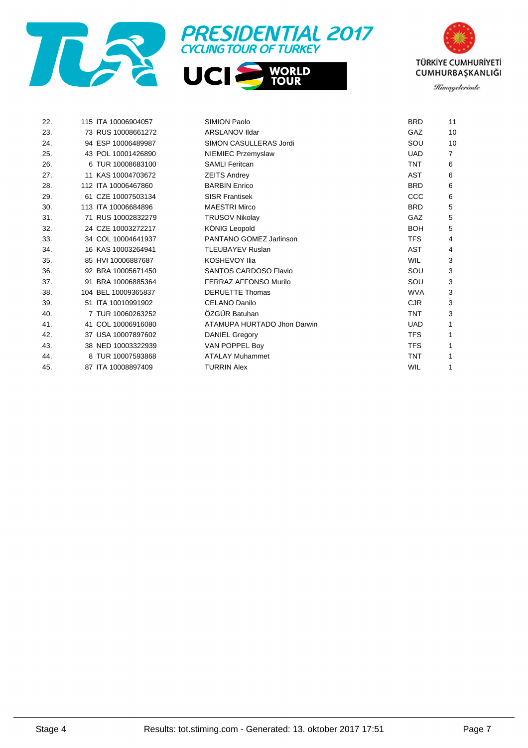| | | | | | |
|---|---|---|---|---|---|
| 22. | 115 ITA 10006904057 | SIMION Paolo | BRD | 11 |
| 23. | 73 RUS 10008661272 | ARSLANOV Ildar | GAZ | 10 |
| 24. | 94 ESP 10006489987 | SIMON CASULLERAS Jordi | SOU | 10 |
| 25. | 43 POL 10001426890 | NIEMIEC Przemyslaw | UAD | 7 |
| 26. | 6 TUR 10008683100 | SAMLI Feritcan | TNT | 6 |
| 27. | 11 KAS 10004703672 | ZEITS Andrey | AST | 6 |
| 28. | 112 ITA 10006467860 | BARBIN Enrico | BRD | 6 |
| 29. | 61 CZE 10007503134 | SISR Frantisek | CCC | 6 |
| 30. | 113 ITA 10006684896 | MAESTRI Mirco | BRD | 5 |
| 31. | 71 RUS 10002832279 | TRUSOV Nikolay | GAZ | 5 |
| 32. | 24 CZE 10003272217 | KÖNIG Leopold | BOH | 5 |
| 33. | 34 COL 10004641937 | PANTANO GOMEZ Jarlinson | TFS | 4 |
| 34. | 16 KAS 10003264941 | TLEUBAYEV Ruslan | AST | 4 |
| 35. | 85 HVI 10006887687 | KOSHEVOY Ilia | WIL | 3 |
| 36. | 92 BRA 10005671450 | SANTOS CARDOSO Flavio | SOU | 3 |
| 37. | 91 BRA 10006885364 | FERRAZ AFFONSO Murilo | SOU | 3 |
| 38. | 104 BEL 10009365837 | DERUETTE Thomas | WVA | 3 |
| 39. | 51 ITA 10010991902 | CELANO Danilo | CJR | 3 |
| 40. | 7 TUR 10060263252 | ÖZGÜR Batuhan | TNT | 3 |
| 41. | 41 COL 10006916080 | ATAMUPA HURTADO Jhon Darwin | UAD | 1 |
| 42. | 37 USA 10007897602 | DANIEL Gregory | TFS | 1 |
| 43. | 38 NED 10003322939 | VAN POPPEL Boy | TFS | 1 |
| 44. | 8 TUR 10007593868 | ATALAY Muhammet | TNT | 1 |
| 45. | 87 ITA 10008897409 | TURRIN Alex | WIL | 1 |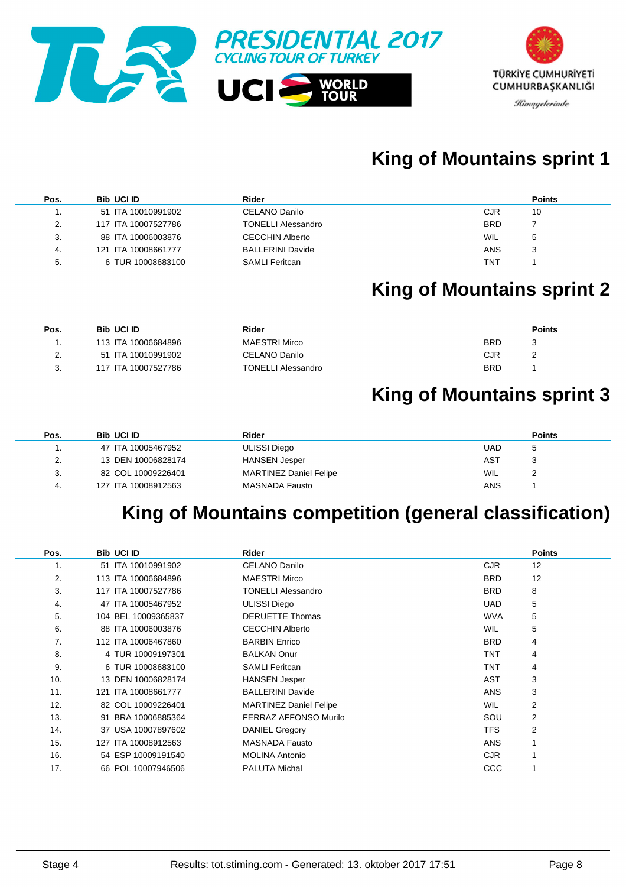# King of Mountains sprint 1

| Pos. | Bib | UCI ID | Rider | | Points |
|---|---|---|---|---|---|
| 1. | 51 | ITA 10010991902 | CELANO Danilo | CJR | 10 |
| 2. | 117 | ITA 10007527786 | TONELLI Alessandro | BRD | 7 |
| 3. | 88 | ITA 10006003876 | CECCHIN Alberto | WIL | 5 |
| 4. | 121 | ITA 10008661777 | BALLERINI Davide | ANS | 3 |
| 5. | 6 | TUR 10008683100 | SAMLI Feritcan | TNT | 1 |

# King of Mountains sprint 2

| Pos. | Bib | UCI ID | Rider | | Points |
|---|---|---|---|---|---|
| 1. | 113 | ITA 10006684896 | MAESTRI Mirco | BRD | 3 |
| 2. | 51 | ITA 10010991902 | CELANO Danilo | CJR | 2 |
| 3. | 117 | ITA 10007527786 | TONELLI Alessandro | BRD | 1 |

# King of Mountains sprint 3

| Pos. | Bib | UCI ID | Rider | | Points |
|---|---|---|---|---|---|
| 1. | 47 | ITA 10005467952 | ULISSI Diego | UAD | 5 |
| 2. | 13 | DEN 10006828174 | HANSEN Jesper | AST | 3 |
| 3. | 82 | COL 10009226401 | MARTINEZ Daniel Felipe | WIL | 2 |
| 4. | 127 | ITA 10008912563 | MASNADA Fausto | ANS | 1 |

# King of Mountains competition (general classification)

| Pos. | Bib | UCI ID | Rider | | Points |
|---|---|---|---|---|---|
| 1. | 51 | ITA 10010991902 | CELANO Danilo | CJR | 12 |
| 2. | 113 | ITA 10006684896 | MAESTRI Mirco | BRD | 12 |
| 3. | 117 | ITA 10007527786 | TONELLI Alessandro | BRD | 8 |
| 4. | 47 | ITA 10005467952 | ULISSI Diego | UAD | 5 |
| 5. | 104 | BEL 10009365837 | DERUETTE Thomas | WVA | 5 |
| 6. | 88 | ITA 10006003876 | CECCHIN Alberto | WIL | 5 |
| 7. | 112 | ITA 10006467860 | BARBIN Enrico | BRD | 4 |
| 8. | 4 | TUR 10009197301 | BALKAN Onur | TNT | 4 |
| 9. | 6 | TUR 10008683100 | SAMLI Feritcan | TNT | 4 |
| 10. | 13 | DEN 10006828174 | HANSEN Jesper | AST | 3 |
| 11. | 121 | ITA 10008661777 | BALLERINI Davide | ANS | 3 |
| 12. | 82 | COL 10009226401 | MARTINEZ Daniel Felipe | WIL | 2 |
| 13. | 91 | BRA 10006885364 | FERRAZ AFFONSO Murilo | SOU | 2 |
| 14. | 37 | USA 10007897602 | DANIEL Gregory | TFS | 2 |
| 15. | 127 | ITA 10008912563 | MASNADA Fausto | ANS | 1 |
| 16. | 54 | ESP 10009191540 | MOLINA Antonio | CJR | 1 |
| 17. | 66 | POL 10007946506 | PALUTA Michal | CCC | 1 |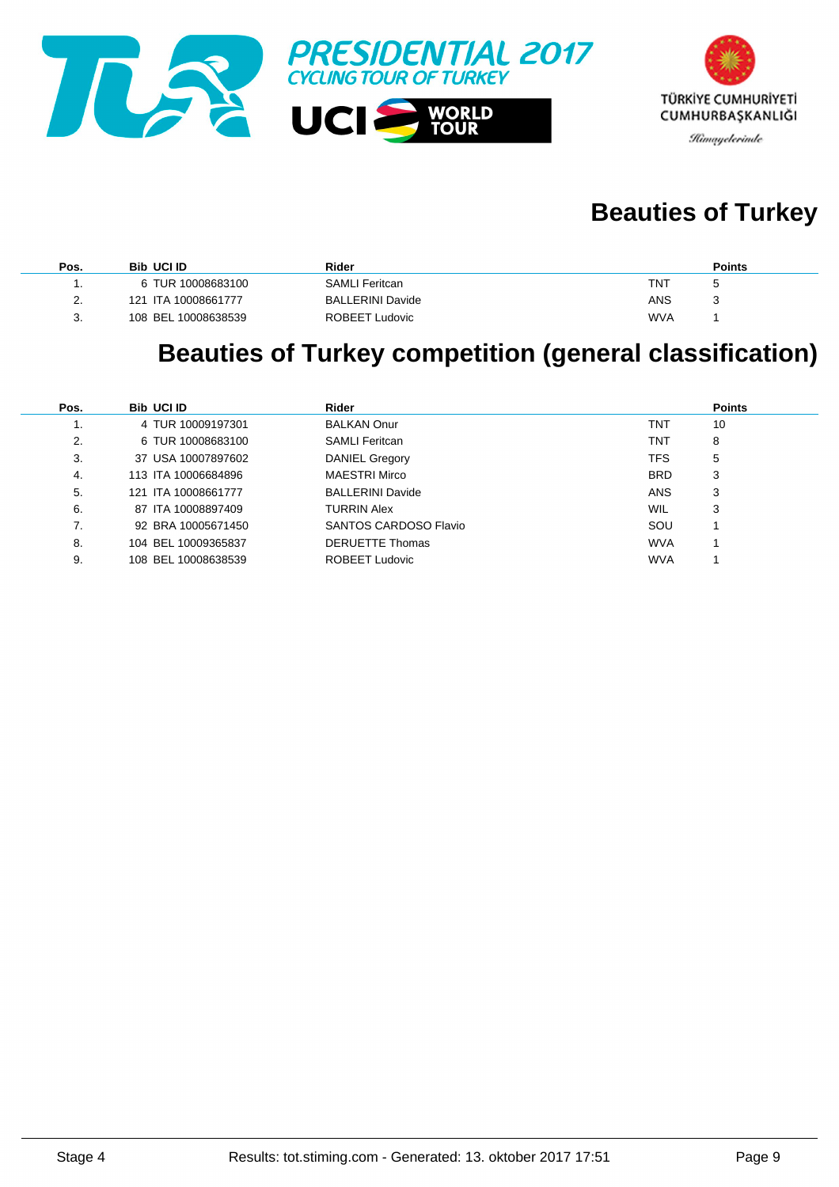PRESIDENTIAL 2017
CYCLING TOUR OF TURKEY

UCI WORLD TOUR

TÜRKİYE CUMHURİYETİ CUMHURBAŞKANLIĞI
Himayelerinde

## Beauties of Turkey

| Pos. | Bib | UCI ID | Rider | | Points |
|---|---|---|---|---|---|
| 1. | 6 | TUR 10008683100 | SAMLI Feritcan | TNT | 5 |
| 2. | 121 | ITA 10008661777 | BALLERINI Davide | ANS | 3 |
| 3. | 108 | BEL 10008638539 | ROBEET Ludovic | WVA | 1 |

## Beauties of Turkey competition (general classification)

| Pos. | Bib | UCI ID | Rider | | Points |
|---|---|---|---|---|---|
| 1. | 4 | TUR 10009197301 | BALKAN Onur | TNT | 10 |
| 2. | 6 | TUR 10008683100 | SAMLI Feritcan | TNT | 8 |
| 3. | 37 | USA 10007897602 | DANIEL Gregory | TFS | 5 |
| 4. | 113 | ITA 10006684896 | MAESTRI Mirco | BRD | 3 |
| 5. | 121 | ITA 10008661777 | BALLERINI Davide | ANS | 3 |
| 6. | 87 | ITA 10008897409 | TURRIN Alex | WIL | 3 |
| 7. | 92 | BRA 10005671450 | SANTOS CARDOSO Flavio | SOU | 1 |
| 8. | 104 | BEL 10009365837 | DERUETTE Thomas | WVA | 1 |
| 9. | 108 | BEL 10008638539 | ROBEET Ludovic | WVA | 1 |

Stage 4 — Results: tot.stiming.com - Generated: 13. oktober 2017 17:51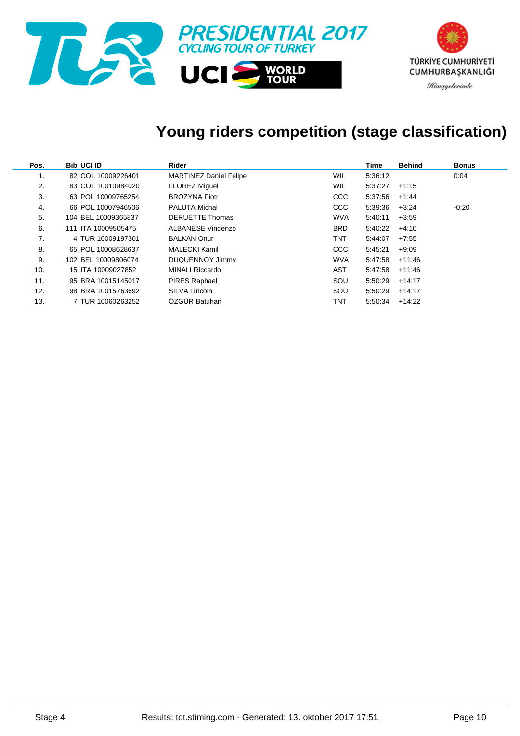PRESIDENTIAL 2017
CYCLING TOUR OF TURKEY

UCI WORLD TOUR

TÜRKİYE CUMHURİYETİ
CUMHURBAŞKANLIĞI
Himayelerinde

# Young riders competition (stage classification)

| Pos. | Bib | UCI ID | Rider | | Time | Behind | Bonus |
|---|---|---|---|---|---|---|---|
| 1. | 82 | COL 10009226401 | MARTINEZ Daniel Felipe | WIL | 5:36:12 | | 0:04 |
| 2. | 83 | COL 10010984020 | FLOREZ Miguel | WIL | 5:37:27 | +1:15 | |
| 3. | 63 | POL 10009765254 | BROZYNA Piotr | CCC | 5:37:56 | +1:44 | |
| 4. | 66 | POL 10007946506 | PALUTA Michal | CCC | 5:39:36 | +3:24 | -0:20 |
| 5. | 104 | BEL 10009365837 | DERUETTE Thomas | WVA | 5:40:11 | +3:59 | |
| 6. | 111 | ITA 10009505475 | ALBANESE Vincenzo | BRD | 5:40:22 | +4:10 | |
| 7. | 4 | TUR 10009197301 | BALKAN Onur | TNT | 5:44:07 | +7:55 | |
| 8. | 65 | POL 10008628637 | MALECKI Kamil | CCC | 5:45:21 | +9:09 | |
| 9. | 102 | BEL 10009806074 | DUQUENNOY Jimmy | WVA | 5:47:58 | +11:46 | |
| 10. | 15 | ITA 10009027852 | MINALI Riccardo | AST | 5:47:58 | +11:46 | |
| 11. | 95 | BRA 10015145017 | PIRES Raphael | SOU | 5:50:29 | +14:17 | |
| 12. | 98 | BRA 10015763692 | SILVA Lincoln | SOU | 5:50:29 | +14:17 | |
| 13. | 7 | TUR 10060263252 | ÖZGÜR Batuhan | TNT | 5:50:34 | +14:22 | |

Stage 4 Results: tot.stiming.com - Generated: 13. oktober 2017 17:51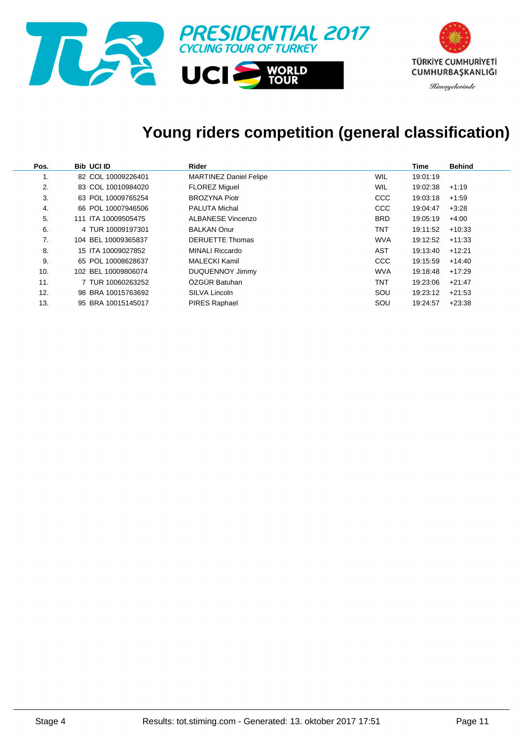PRESIDENTIAL 2017
CYCLING TOUR OF TURKEY

UCI WORLD TOUR

TÜRKİYE CUMHURİYETİ
CUMHURBAŞKANLIĞI
Himayelerinde

# Young riders competition (general classification)

| Pos. | Bib | UCI ID | Rider | | Time | Behind |
|---|---|---|---|---|---|---|
| 1. | 82 | COL 10009226401 | MARTINEZ Daniel Felipe | WIL | 19:01:19 | |
| 2. | 83 | COL 10010984020 | FLOREZ Miguel | WIL | 19:02:38 | +1:19 |
| 3. | 63 | POL 10009765254 | BROZYNA Piotr | CCC | 19:03:18 | +1:59 |
| 4. | 66 | POL 10007946506 | PALUTA Michal | CCC | 19:04:47 | +3:28 |
| 5. | 111 | ITA 10009505475 | ALBANESE Vincenzo | BRD | 19:05:19 | +4:00 |
| 6. | 4 | TUR 10009197301 | BALKAN Onur | TNT | 19:11:52 | +10:33 |
| 7. | 104 | BEL 10009365837 | DERUETTE Thomas | WVA | 19:12:52 | +11:33 |
| 8. | 15 | ITA 10009027852 | MINALI Riccardo | AST | 19:13:40 | +12:21 |
| 9. | 65 | POL 10008628637 | MALECKI Kamil | CCC | 19:15:59 | +14:40 |
| 10. | 102 | BEL 10009806074 | DUQUENNOY Jimmy | WVA | 19:18:48 | +17:29 |
| 11. | 7 | TUR 10060263252 | ÖZGÜR Batuhan | TNT | 19:23:06 | +21:47 |
| 12. | 98 | BRA 10015763692 | SILVA Lincoln | SOU | 19:23:12 | +21:53 |
| 13. | 95 | BRA 10015145017 | PIRES Raphael | SOU | 19:24:57 | +23:38 |

Stage 4 — Results: tot.stiming.com - Generated: 13. oktober 2017 17:51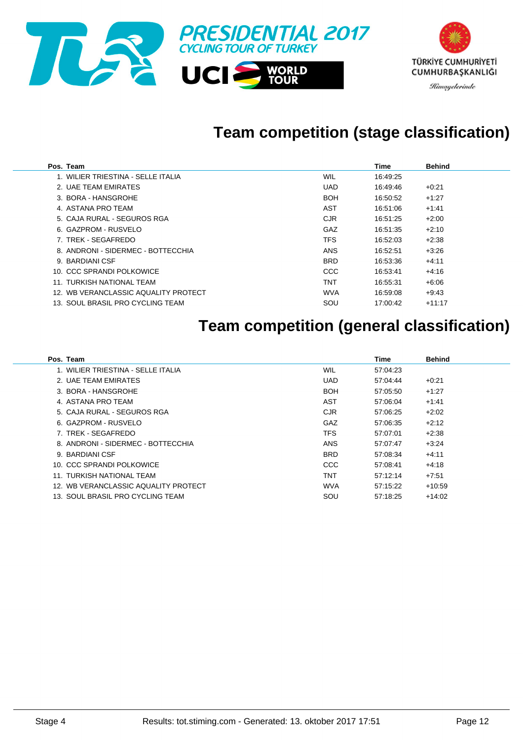PRESIDENTIAL 2017
CYCLING TOUR OF TURKEY

UCI WORLD TOUR

TÜRKİYE CUMHURİYETİ CUMHURBAŞKANLIĞI
Himayelerinde

## Team competition (stage classification)

| Pos. | Team | | Time | Behind |
|---|---|---|---|---|
| 1. | WILIER TRIESTINA - SELLE ITALIA | WIL | 16:49:25 | |
| 2. | UAE TEAM EMIRATES | UAD | 16:49:46 | +0:21 |
| 3. | BORA - HANSGROHE | BOH | 16:50:52 | +1:27 |
| 4. | ASTANA PRO TEAM | AST | 16:51:06 | +1:41 |
| 5. | CAJA RURAL - SEGUROS RGA | CJR | 16:51:25 | +2:00 |
| 6. | GAZPROM - RUSVELO | GAZ | 16:51:35 | +2:10 |
| 7. | TREK - SEGAFREDO | TFS | 16:52:03 | +2:38 |
| 8. | ANDRONI - SIDERMEC - BOTTECCHIA | ANS | 16:52:51 | +3:26 |
| 9. | BARDIANI CSF | BRD | 16:53:36 | +4:11 |
| 10. | CCC SPRANDI POLKOWICE | CCC | 16:53:41 | +4:16 |
| 11. | TURKISH NATIONAL TEAM | TNT | 16:55:31 | +6:06 |
| 12. | WB VERANCLASSIC AQUALITY PROTECT | WVA | 16:59:08 | +9:43 |
| 13. | SOUL BRASIL PRO CYCLING TEAM | SOU | 17:00:42 | +11:17 |

## Team competition (general classification)

| Pos. | Team | | Time | Behind |
|---|---|---|---|---|
| 1. | WILIER TRIESTINA - SELLE ITALIA | WIL | 57:04:23 | |
| 2. | UAE TEAM EMIRATES | UAD | 57:04:44 | +0:21 |
| 3. | BORA - HANSGROHE | BOH | 57:05:50 | +1:27 |
| 4. | ASTANA PRO TEAM | AST | 57:06:04 | +1:41 |
| 5. | CAJA RURAL - SEGUROS RGA | CJR | 57:06:25 | +2:02 |
| 6. | GAZPROM - RUSVELO | GAZ | 57:06:35 | +2:12 |
| 7. | TREK - SEGAFREDO | TFS | 57:07:01 | +2:38 |
| 8. | ANDRONI - SIDERMEC - BOTTECCHIA | ANS | 57:07:47 | +3:24 |
| 9. | BARDIANI CSF | BRD | 57:08:34 | +4:11 |
| 10. | CCC SPRANDI POLKOWICE | CCC | 57:08:41 | +4:18 |
| 11. | TURKISH NATIONAL TEAM | TNT | 57:12:14 | +7:51 |
| 12. | WB VERANCLASSIC AQUALITY PROTECT | WVA | 57:15:22 | +10:59 |
| 13. | SOUL BRASIL PRO CYCLING TEAM | SOU | 57:18:25 | +14:02 |

Stage 4 Results: tot.stiming.com - Generated: 13. oktober 2017 17:51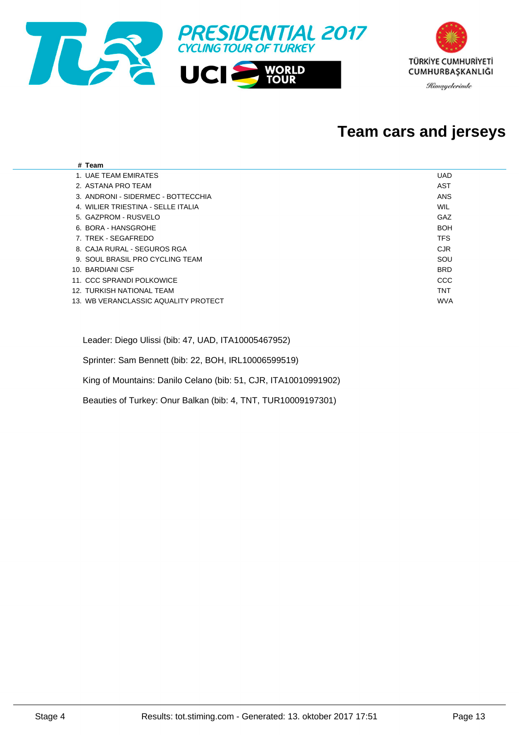# Team cars and jerseys

| # | Team | |
|---|---|---|
| 1. | UAE TEAM EMIRATES | UAD |
| 2. | ASTANA PRO TEAM | AST |
| 3. | ANDRONI - SIDERMEC - BOTTECCHIA | ANS |
| 4. | WILIER TRIESTINA - SELLE ITALIA | WIL |
| 5. | GAZPROM - RUSVELO | GAZ |
| 6. | BORA - HANSGROHE | BOH |
| 7. | TREK - SEGAFREDO | TFS |
| 8. | CAJA RURAL - SEGUROS RGA | CJR |
| 9. | SOUL BRASIL PRO CYCLING TEAM | SOU |
| 10. | BARDIANI CSF | BRD |
| 11. | CCC SPRANDI POLKOWICE | CCC |
| 12. | TURKISH NATIONAL TEAM | TNT |
| 13. | WB VERANCLASSIC AQUALITY PROTECT | WVA |

Leader: Diego Ulissi (bib: 47, UAD, ITA10005467952)

Sprinter: Sam Bennett (bib: 22, BOH, IRL10006599519)

King of Mountains: Danilo Celano (bib: 51, CJR, ITA10010991902)

Beauties of Turkey: Onur Balkan (bib: 4, TNT, TUR10009197301)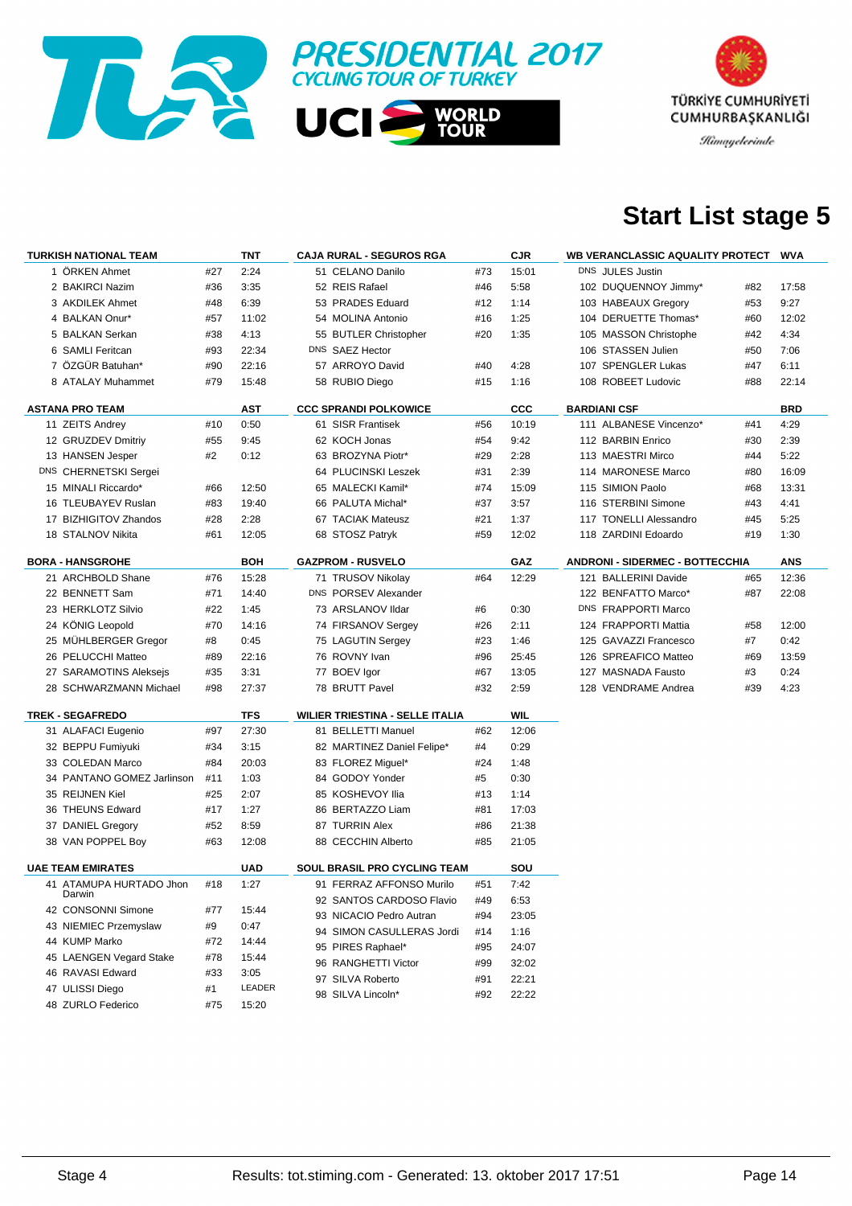PRESIDENTIAL 2017
CYCLING TOUR OF TURKEY

UCI WORLD TOUR

TÜRKİYE CUMHURİYETİ CUMHURBAŞKANLIĞI
Himayelerinde

# Start List stage 5

| TURKISH NATIONAL TEAM | | TNT |
|---|---|---|
| 1 ÖRKEN Ahmet | #27 | 2:24 |
| 2 BAKIRCI Nazim | #36 | 3:35 |
| 3 AKDILEK Ahmet | #48 | 6:39 |
| 4 BALKAN Onur* | #57 | 11:02 |
| 5 BALKAN Serkan | #38 | 4:13 |
| 6 SAMLI Feritcan | #93 | 22:34 |
| 7 ÖZGÜR Batuhan* | #90 | 22:16 |
| 8 ATALAY Muhammet | #79 | 15:48 |

| ASTANA PRO TEAM | | AST |
|---|---|---|
| 11 ZEITS Andrey | #10 | 0:50 |
| 12 GRUZDEV Dmitriy | #55 | 9:45 |
| 13 HANSEN Jesper | #2 | 0:12 |
| DNS CHERNETSKI Sergei | | |
| 15 MINALI Riccardo* | #66 | 12:50 |
| 16 TLEUBAYEV Ruslan | #83 | 19:40 |
| 17 BIZHIGITOV Zhandos | #28 | 2:28 |
| 18 STALNOV Nikita | #61 | 12:05 |

| BORA - HANSGROHE | | BOH |
|---|---|---|
| 21 ARCHBOLD Shane | #76 | 15:28 |
| 22 BENNETT Sam | #71 | 14:40 |
| 23 HERKLOTZ Silvio | #22 | 1:45 |
| 24 KÖNIG Leopold | #70 | 14:16 |
| 25 MÜHLBERGER Gregor | #8 | 0:45 |
| 26 PELUCCHI Matteo | #89 | 22:16 |
| 27 SARAMOTINS Aleksejs | #35 | 3:31 |
| 28 SCHWARZMANN Michael | #98 | 27:37 |

| TREK - SEGAFREDO | | TFS |
|---|---|---|
| 31 ALAFACI Eugenio | #97 | 27:30 |
| 32 BEPPU Fumiyuki | #34 | 3:15 |
| 33 COLEDAN Marco | #84 | 20:03 |
| 34 PANTANO GOMEZ Jarlinson | #11 | 1:03 |
| 35 REIJNEN Kiel | #25 | 2:07 |
| 36 THEUNS Edward | #17 | 1:27 |
| 37 DANIEL Gregory | #52 | 8:59 |
| 38 VAN POPPEL Boy | #63 | 12:08 |

| UAE TEAM EMIRATES | | UAD |
|---|---|---|
| 41 ATAMUPA HURTADO Jhon Darwin | #18 | 1:27 |
| 42 CONSONNI Simone | #77 | 15:44 |
| 43 NIEMIEC Przemyslaw | #9 | 0:47 |
| 44 KUMP Marko | #72 | 14:44 |
| 45 LAENGEN Vegard Stake | #78 | 15:44 |
| 46 RAVASI Edward | #33 | 3:05 |
| 47 ULISSI Diego | #1 | LEADER |
| 48 ZURLO Federico | #75 | 15:20 |

| CAJA RURAL - SEGUROS RGA | | CJR |
|---|---|---|
| 51 CELANO Danilo | #73 | 15:01 |
| 52 REIS Rafael | #46 | 5:58 |
| 53 PRADES Eduard | #12 | 1:14 |
| 54 MOLINA Antonio | #16 | 1:25 |
| 55 BUTLER Christopher | #20 | 1:35 |
| DNS SAEZ Hector | | |
| 57 ARROYO David | #40 | 4:28 |
| 58 RUBIO Diego | #15 | 1:16 |

| CCC SPRANDI POLKOWICE | | CCC |
|---|---|---|
| 61 SISR Frantisek | #56 | 10:19 |
| 62 KOCH Jonas | #54 | 9:42 |
| 63 BROZYNA Piotr* | #29 | 2:28 |
| 64 PLUCINSKI Leszek | #31 | 2:39 |
| 65 MALECKI Kamil* | #74 | 15:09 |
| 66 PALUTA Michal* | #37 | 3:57 |
| 67 TACIAK Mateusz | #21 | 1:37 |
| 68 STOSZ Patryk | #59 | 12:02 |

| GAZPROM - RUSVELO | | GAZ |
|---|---|---|
| 71 TRUSOV Nikolay | #64 | 12:29 |
| DNS PORSEV Alexander | | |
| 73 ARSLANOV Ildar | #6 | 0:30 |
| 74 FIRSANOV Sergey | #26 | 2:11 |
| 75 LAGUTIN Sergey | #23 | 1:46 |
| 76 ROVNY Ivan | #96 | 25:45 |
| 77 BOEV Igor | #67 | 13:05 |
| 78 BRUTT Pavel | #32 | 2:59 |

| WILIER TRIESTINA - SELLE ITALIA | | WIL |
|---|---|---|
| 81 BELLETTI Manuel | #62 | 12:06 |
| 82 MARTINEZ Daniel Felipe* | #4 | 0:29 |
| 83 FLOREZ Miguel* | #24 | 1:48 |
| 84 GODOY Yonder | #5 | 0:30 |
| 85 KOSHEVOY Ilia | #13 | 1:14 |
| 86 BERTAZZO Liam | #81 | 17:03 |
| 87 TURRIN Alex | #86 | 21:38 |
| 88 CECCHIN Alberto | #85 | 21:05 |

| SOUL BRASIL PRO CYCLING TEAM | | SOU |
|---|---|---|
| 91 FERRAZ AFFONSO Murilo | #51 | 7:42 |
| 92 SANTOS CARDOSO Flavio | #49 | 6:53 |
| 93 NICACIO Pedro Autran | #94 | 23:05 |
| 94 SIMON CASULLERAS Jordi | #14 | 1:16 |
| 95 PIRES Raphael* | #95 | 24:07 |
| 96 RANGHETTI Victor | #99 | 32:02 |
| 97 SILVA Roberto | #91 | 22:21 |
| 98 SILVA Lincoln* | #92 | 22:22 |

| WB VERANCLASSIC AQUALITY PROTECT | | WVA |
|---|---|---|
| DNS JULES Justin | | |
| 102 DUQUENNOY Jimmy* | #82 | 17:58 |
| 103 HABEAUX Gregory | #53 | 9:27 |
| 104 DERUETTE Thomas* | #60 | 12:02 |
| 105 MASSON Christophe | #42 | 4:34 |
| 106 STASSEN Julien | #50 | 7:06 |
| 107 SPENGLER Lukas | #47 | 6:11 |
| 108 ROBEET Ludovic | #88 | 22:14 |

| BARDIANI CSF | | BRD |
|---|---|---|
| 111 ALBANESE Vincenzo* | #41 | 4:29 |
| 112 BARBIN Enrico | #30 | 2:39 |
| 113 MAESTRI Mirco | #44 | 5:22 |
| 114 MARONESE Marco | #80 | 16:09 |
| 115 SIMION Paolo | #68 | 13:31 |
| 116 STERBINI Simone | #43 | 4:41 |
| 117 TONELLI Alessandro | #45 | 5:25 |
| 118 ZARDINI Edoardo | #19 | 1:30 |

| ANDRONI - SIDERMEC - BOTTECCHIA | | ANS |
|---|---|---|
| 121 BALLERINI Davide | #65 | 12:36 |
| 122 BENFATTO Marco* | #87 | 22:08 |
| DNS FRAPPORTI Marco | | |
| 124 FRAPPORTI Mattia | #58 | 12:00 |
| 125 GAVAZZI Francesco | #7 | 0:42 |
| 126 SPREAFICO Matteo | #69 | 13:59 |
| 127 MASNADA Fausto | #3 | 0:24 |
| 128 VENDRAME Andrea | #39 | 4:23 |

Stage 4 Results: tot.stiming.com - Generated: 13. oktober 2017 17:51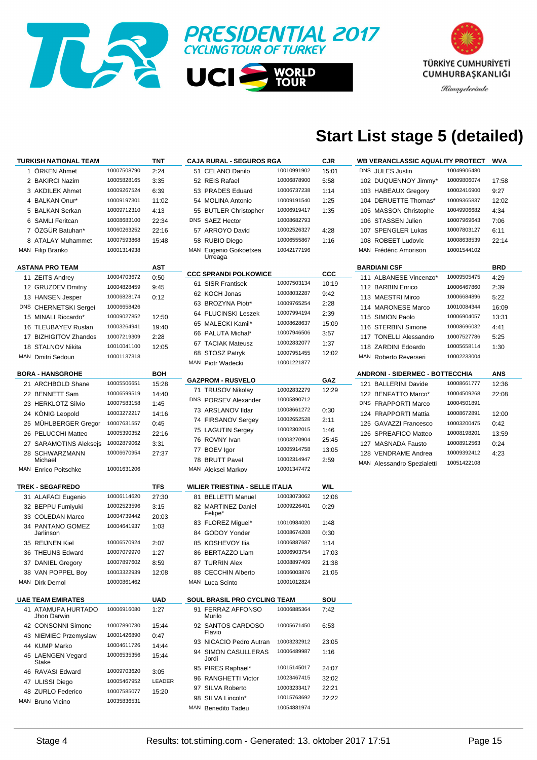# PRESIDENTIAL 2017 CYCLING TOUR OF TURKEY

UCI WORLD TOUR

TÜRKİYE CUMHURİYETİ CUMHURBAŞKANLIĞI

*Himayelerinde*

# Start List stage 5 (detailed)

| TURKISH NATIONAL TEAM | | TNT |
|---|---|---|
| 1 ÖRKEN Ahmet | 10007508790 | 2:24 |
| 2 BAKIRCI Nazim | 10005828165 | 3:35 |
| 3 AKDILEK Ahmet | 10009267524 | 6:39 |
| 4 BALKAN Onur* | 10009197301 | 11:02 |
| 5 BALKAN Serkan | 10009712310 | 4:13 |
| 6 SAMLI Feritcan | 10008683100 | 22:34 |
| 7 ÖZGÜR Batuhan* | 10060263252 | 22:16 |
| 8 ATALAY Muhammet | 10007593868 | 15:48 |
| MAN Filip Branko | 10001314938 | |

| ASTANA PRO TEAM | | AST |
|---|---|---|
| 11 ZEITS Andrey | 10004703672 | 0:50 |
| 12 GRUZDEV Dmitriy | 10004828459 | 9:45 |
| 13 HANSEN Jesper | 10006828174 | 0:12 |
| DNS CHERNETSKI Sergei | 10006658426 | |
| 15 MINALI Riccardo* | 10009027852 | 12:50 |
| 16 TLEUBAYEV Ruslan | 10003264941 | 19:40 |
| 17 BIZHIGITOV Zhandos | 10007219309 | 2:28 |
| 18 STALNOV Nikita | 10010041100 | 12:05 |
| MAN Dmitri Sedoun | 10001137318 | |

| BORA - HANSGROHE | | BOH |
|---|---|---|
| 21 ARCHBOLD Shane | 10005506651 | 15:28 |
| 22 BENNETT Sam | 10006599519 | 14:40 |
| 23 HERKLOTZ Silvio | 10007583158 | 1:45 |
| 24 KÖNIG Leopold | 10003272217 | 14:16 |
| 25 MÜHLBERGER Gregor | 10007631557 | 0:45 |
| 26 PELUCCHI Matteo | 10005390352 | 22:16 |
| 27 SARAMOTINS Aleksejs | 10002879062 | 3:31 |
| 28 SCHWARZMANN Michael | 10006670954 | 27:37 |
| MAN Enrico Poitschke | 10001631206 | |

| TREK - SEGAFREDO | | TFS |
|---|---|---|
| 31 ALAFACI Eugenio | 10006114620 | 27:30 |
| 32 BEPPU Fumiyuki | 10002523596 | 3:15 |
| 33 COLEDAN Marco | 10004739442 | 20:03 |
| 34 PANTANO GOMEZ Jarlinson | 10004641937 | 1:03 |
| 35 REIJNEN Kiel | 10006570924 | 2:07 |
| 36 THEUNS Edward | 10007079970 | 1:27 |
| 37 DANIEL Gregory | 10007897602 | 8:59 |
| 38 VAN POPPEL Boy | 10003322939 | 12:08 |
| MAN Dirk Demol | 10000861462 | |

| UAE TEAM EMIRATES | | UAD |
|---|---|---|
| 41 ATAMUPA HURTADO Jhon Darwin | 10006916080 | 1:27 |
| 42 CONSONNI Simone | 10007890730 | 15:44 |
| 43 NIEMIEC Przemyslaw | 10001426890 | 0:47 |
| 44 KUMP Marko | 10004611726 | 14:44 |
| 45 LAENGEN Vegard Stake | 10006535356 | 15:44 |
| 46 RAVASI Edward | 10009703620 | 3:05 |
| 47 ULISSI Diego | 10005467952 | LEADER |
| 48 ZURLO Federico | 10007585077 | 15:20 |
| MAN Bruno Vicino | 10035836531 | |

| CAJA RURAL - SEGUROS RGA | | CJR |
|---|---|---|
| 51 CELANO Danilo | 10010991902 | 15:01 |
| 52 REIS Rafael | 10006878900 | 5:58 |
| 53 PRADES Eduard | 10006737238 | 1:14 |
| 54 MOLINA Antonio | 10009191540 | 1:25 |
| 55 BUTLER Christopher | 10006919417 | 1:35 |
| DNS SAEZ Hector | 10008682793 | |
| 57 ARROYO David | 10002526327 | 4:28 |
| 58 RUBIO Diego | 10006555867 | 1:16 |
| MAN Eugenio Goikoetxea Urreaga | 10042177196 | |

| CCC SPRANDI POLKOWICE | | CCC |
|---|---|---|
| 61 SISR Frantisek | 10007503134 | 10:19 |
| 62 KOCH Jonas | 10008032287 | 9:42 |
| 63 BROZYNA Piotr* | 10009765254 | 2:28 |
| 64 PLUCINSKI Leszek | 10007994194 | 2:39 |
| 65 MALECKI Kamil* | 10008628637 | 15:09 |
| 66 PALUTA Michal* | 10007946506 | 3:57 |
| 67 TACIAK Mateusz | 10002832077 | 1:37 |
| 68 STOSZ Patryk | 10007951455 | 12:02 |
| MAN Piotr Wadecki | 10001221877 | |

| GAZPROM - RUSVELO | | GAZ |
|---|---|---|
| 71 TRUSOV Nikolay | 10002832279 | 12:29 |
| DNS PORSEV Alexander | 10005890712 | |
| 73 ARSLANOV Ildar | 10008661272 | 0:30 |
| 74 FIRSANOV Sergey | 10002652528 | 2:11 |
| 75 LAGUTIN Sergey | 10002302015 | 1:46 |
| 76 ROVNY Ivan | 10003270904 | 25:45 |
| 77 BOEV Igor | 10005914758 | 13:05 |
| 78 BRUTT Pavel | 10002314947 | 2:59 |
| MAN Aleksei Markov | 10001347472 | |

| WILIER TRIESTINA - SELLE ITALIA | | WIL |
|---|---|---|
| 81 BELLETTI Manuel | 10003073062 | 12:06 |
| 82 MARTINEZ Daniel Felipe* | 10009226401 | 0:29 |
| 83 FLOREZ Miguel* | 10010984020 | 1:48 |
| 84 GODOY Yonder | 10008674208 | 0:30 |
| 85 KOSHEVOY Ilia | 10006887687 | 1:14 |
| 86 BERTAZZO Liam | 10006903754 | 17:03 |
| 87 TURRIN Alex | 10008897409 | 21:38 |
| 88 CECCHIN Alberto | 10006003876 | 21:05 |
| MAN Luca Scinto | 10001012824 | |

| SOUL BRASIL PRO CYCLING TEAM | | SOU |
|---|---|---|
| 91 FERRAZ AFFONSO Murilo | 10006885364 | 7:42 |
| 92 SANTOS CARDOSO Flavio | 10005671450 | 6:53 |
| 93 NICACIO Pedro Autran | 10003232912 | 23:05 |
| 94 SIMON CASULLERAS Jordi | 10006489987 | 1:16 |
| 95 PIRES Raphael* | 10015145017 | 24:07 |
| 96 RANGHETTI Victor | 10023467415 | 32:02 |
| 97 SILVA Roberto | 10003233417 | 22:21 |
| 98 SILVA Lincoln* | 10015763692 | 22:22 |
| MAN Benedito Tadeu | 10054881974 | |

| WB VERANCLASSIC AQUALITY PROTECT | | WVA |
|---|---|---|
| DNS JULES Justin | 10049906480 | |
| 102 DUQUENNOY Jimmy* | 10009806074 | 17:58 |
| 103 HABEAUX Gregory | 10002416900 | 9:27 |
| 104 DERUETTE Thomas* | 10009365837 | 12:02 |
| 105 MASSON Christophe | 10049906682 | 4:34 |
| 106 STASSEN Julien | 10007969643 | 7:06 |
| 107 SPENGLER Lukas | 10007803127 | 6:11 |
| 108 ROBEET Ludovic | 10008638539 | 22:14 |
| MAN Frédéric Amorison | 10001544102 | |

| BARDIANI CSF | | BRD |
|---|---|---|
| 111 ALBANESE Vincenzo* | 10009505475 | 4:29 |
| 112 BARBIN Enrico | 10006467860 | 2:39 |
| 113 MAESTRI Mirco | 10006684896 | 5:22 |
| 114 MARONESE Marco | 10010084344 | 16:09 |
| 115 SIMION Paolo | 10006904057 | 13:31 |
| 116 STERBINI Simone | 10008696032 | 4:41 |
| 117 TONELLI Alessandro | 10007527786 | 5:25 |
| 118 ZARDINI Edoardo | 10005658114 | 1:30 |
| MAN Roberto Reverseri | 10002233004 | |

| ANDRONI - SIDERMEC - BOTTECCHIA | | ANS |
|---|---|---|
| 121 BALLERINI Davide | 10008661777 | 12:36 |
| 122 BENFATTO Marco* | 10004509268 | 22:08 |
| DNS FRAPPORTI Marco | 10004501891 | |
| 124 FRAPPORTI Mattia | 10008672891 | 12:00 |
| 125 GAVAZZI Francesco | 10003200475 | 0:42 |
| 126 SPREAFICO Matteo | 10008198201 | 13:59 |
| 127 MASNADA Fausto | 10008912563 | 0:24 |
| 128 VENDRAME Andrea | 10009392412 | 4:23 |
| MAN Alessandro Spezialetti | 10051422108 | |

Stage 4 — Results: tot.stiming.com - Generated: 13. oktober 2017 17:51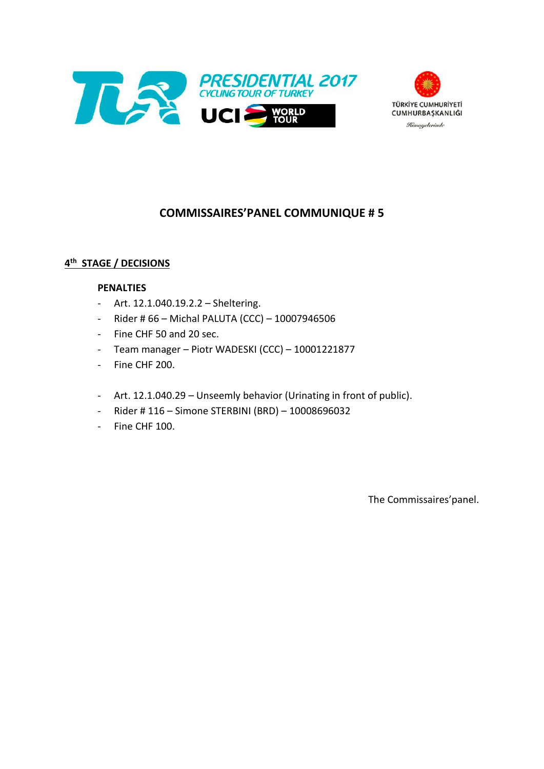# COMMISSAIRES'PANEL COMMUNIQUE # 5

## 4th STAGE / DECISIONS

**PENALTIES**

- Art. 12.1.040.19.2.2 – Sheltering.
- Rider # 66 – Michal PALUTA (CCC) – 10007946506
- Fine CHF 50 and 20 sec.
- Team manager – Piotr WADESKI (CCC) – 10001221877
- Fine CHF 200.

- Art. 12.1.040.29 – Unseemly behavior (Urinating in front of public).
- Rider # 116 – Simone STERBINI (BRD) – 10008696032
- Fine CHF 100.

The Commissaires'panel.